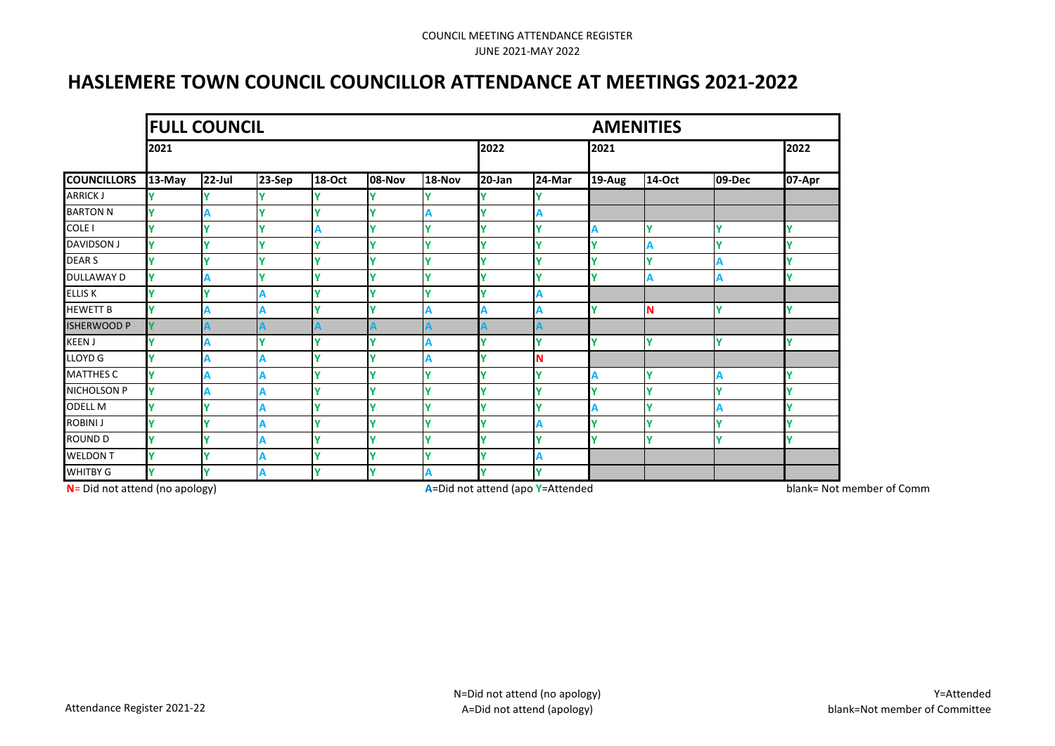COUNCIL MEETING ATTENDANCE REGISTER
JUNE 2021-MAY 2022

# HASLEMERE TOWN COUNCIL COUNCILLOR ATTENDANCE AT MEETINGS 2021-2022

| | FULL COUNCIL | | | | | | | | AMENITIES | | | |
|---|---|---|---|---|---|---|---|---|---|---|---|---|
| | 2021 | | | | | | 2022 | | 2021 | | | 2022 |
| COUNCILLORS | 13-May | 22-Jul | 23-Sep | 18-Oct | 08-Nov | 18-Nov | 20-Jan | 24-Mar | 19-Aug | 14-Oct | 09-Dec | 07-Apr |
| ARRICK J | Y | Y | Y | Y | Y | Y | Y | Y | | | | |
| BARTON N | Y | A | Y | Y | Y | A | Y | A | | | | |
| COLE I | Y | Y | Y | A | Y | Y | Y | Y | A | Y | Y | Y |
| DAVIDSON J | Y | Y | Y | Y | Y | Y | Y | Y | Y | A | Y | Y |
| DEAR S | Y | Y | Y | Y | Y | Y | Y | Y | Y | Y | A | Y |
| DULLAWAY D | Y | A | Y | Y | Y | Y | Y | Y | Y | A | A | Y |
| ELLIS K | Y | Y | A | Y | Y | Y | Y | A | | | | |
| HEWETT B | Y | A | A | Y | Y | A | A | A | Y | N | Y | Y |
| ISHERWOOD P | Y | A | A | A | A | A | A | A | | | | |
| KEEN J | Y | A | Y | Y | Y | A | Y | Y | Y | Y | Y | Y |
| LLOYD G | Y | A | A | Y | Y | A | Y | N | | | | |
| MATTHES C | Y | A | A | Y | Y | Y | Y | Y | A | Y | A | Y |
| NICHOLSON P | Y | A | A | Y | Y | Y | Y | Y | Y | Y | Y | Y |
| ODELL M | Y | Y | A | Y | Y | Y | Y | Y | A | Y | A | Y |
| ROBINI J | Y | Y | A | Y | Y | Y | Y | A | Y | Y | Y | Y |
| ROUND D | Y | Y | A | Y | Y | Y | Y | Y | Y | Y | Y | Y |
| WELDON T | Y | Y | A | Y | Y | Y | Y | A | | | | |
| WHITBY G | Y | Y | A | Y | Y | A | Y | Y | | | | |

N= Did not attend (no apology) A=Did not attend (apo Y=Attended blank= Not member of Comm

Attendance Register 2021-22

N=Did not attend (no apology)
A=Did not attend (apology)

Y=Attended
blank=Not member of Committee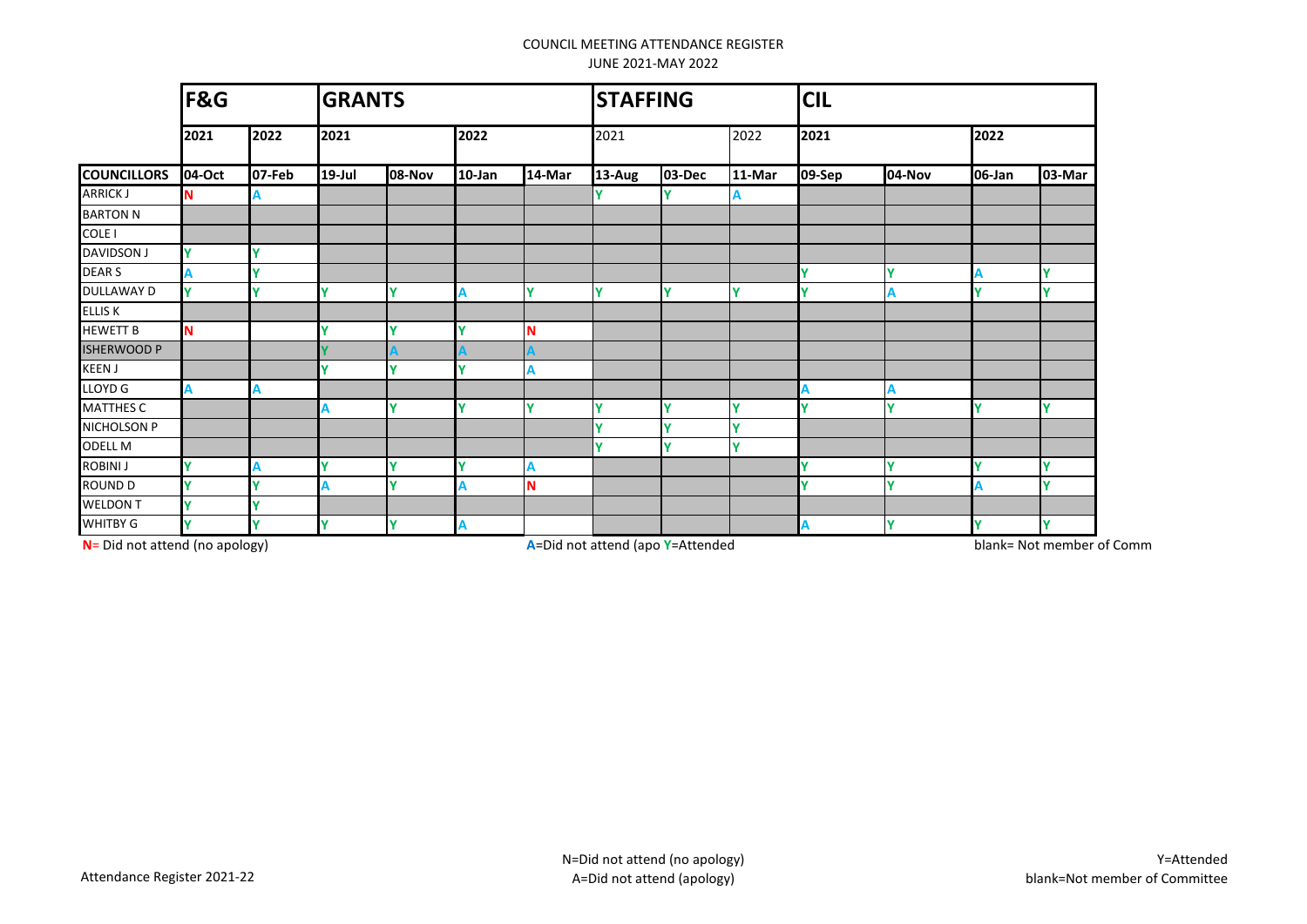COUNCIL MEETING ATTENDANCE REGISTER

JUNE 2021-MAY 2022

| | F&G | | GRANTS | | | | STAFFING | | | CIL | | | |
|---|---|---|---|---|---|---|---|---|---|---|---|---|---|
| | 2021 | 2022 | 2021 | | 2022 | | 2021 | | 2022 | 2021 | | 2022 | |
| COUNCILLORS | 04-Oct | 07-Feb | 19-Jul | 08-Nov | 10-Jan | 14-Mar | 13-Aug | 03-Dec | 11-Mar | 09-Sep | 04-Nov | 06-Jan | 03-Mar |
| ARRICK J | N | A | | | | | Y | Y | A | | | | |
| BARTON N | | | | | | | | | | | | | |
| COLE I | | | | | | | | | | | | | |
| DAVIDSON J | Y | Y | | | | | | | | | | | |
| DEAR S | A | Y | | | | | | | | Y | Y | A | Y |
| DULLAWAY D | Y | Y | Y | Y | A | Y | Y | Y | Y | Y | A | Y | Y |
| ELLIS K | | | | | | | | | | | | | |
| HEWETT B | N | | Y | Y | Y | N | | | | | | | |
| ISHERWOOD P | | | Y | A | A | A | | | | | | | |
| KEEN J | | | Y | Y | Y | A | | | | | | | |
| LLOYD G | A | A | | | | | | | | A | A | | |
| MATTHES C | | | A | Y | Y | Y | Y | Y | Y | Y | Y | Y | Y |
| NICHOLSON P | | | | | | | Y | Y | Y | | | | |
| ODELL M | | | | | | | Y | Y | Y | | | | |
| ROBINI J | Y | A | Y | Y | Y | A | | | | Y | Y | Y | Y |
| ROUND D | Y | Y | A | Y | A | N | | | | Y | Y | A | Y |
| WELDON T | Y | Y | | | | | | | | | | | |
| WHITBY G | Y | Y | Y | Y | A | | | | | A | Y | Y | Y |

N= Did not attend (no apology) A=Did not attend (apo Y=Attended blank= Not member of Comm

N=Did not attend (no apology)
A=Did not attend (apology)

Y=Attended
blank=Not member of Committee

Attendance Register 2021-22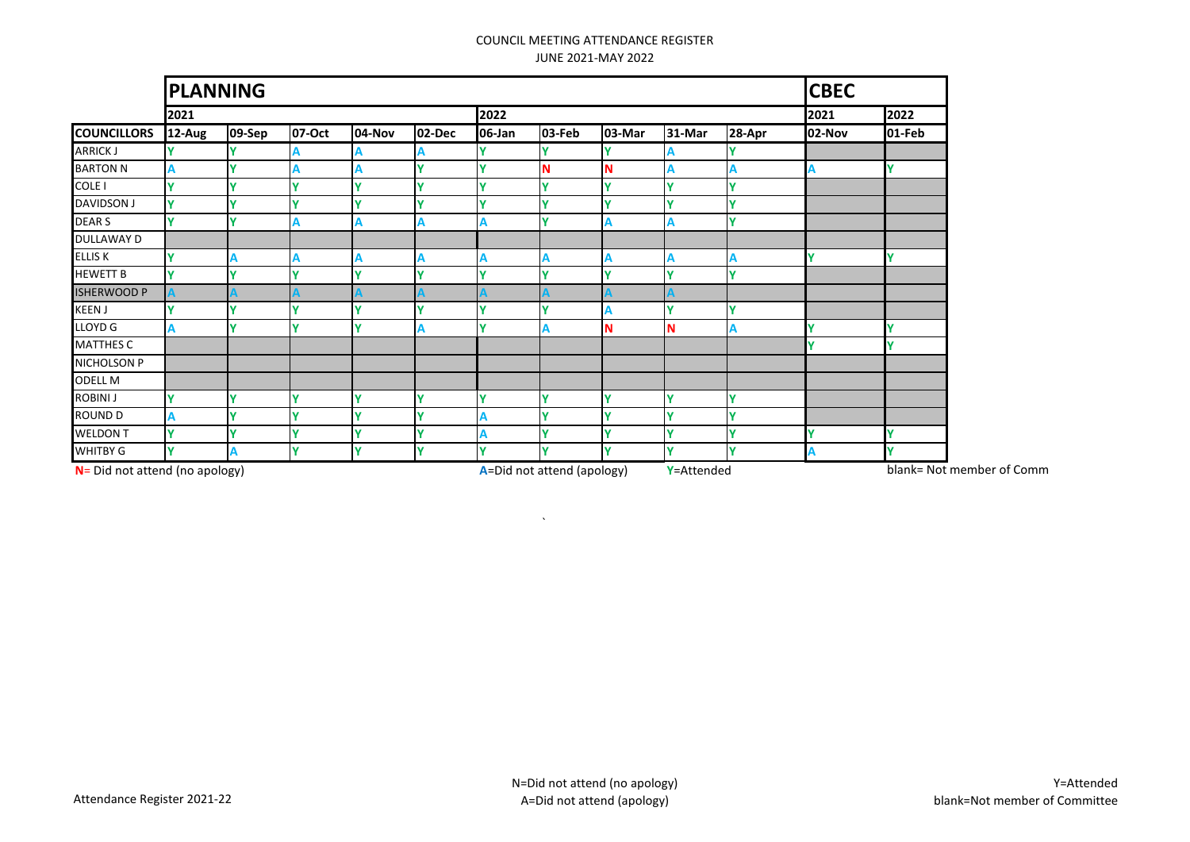COUNCIL MEETING ATTENDANCE REGISTER

JUNE 2021-MAY 2022

| | PLANNING | | | | | | | | | | CBEC | |
|---|---|---|---|---|---|---|---|---|---|---|---|---|
| | 2021 | | | | | 2022 | | | | | 2021 | 2022 |
| COUNCILLORS | 12-Aug | 09-Sep | 07-Oct | 04-Nov | 02-Dec | 06-Jan | 03-Feb | 03-Mar | 31-Mar | 28-Apr | 02-Nov | 01-Feb |
| ARRICK J | Y | Y | A | A | A | Y | Y | Y | A | Y | | |
| BARTON N | A | Y | A | A | Y | Y | N | N | A | A | A | Y |
| COLE I | Y | Y | Y | Y | Y | Y | Y | Y | Y | Y | | |
| DAVIDSON J | Y | Y | Y | Y | Y | Y | Y | Y | Y | Y | | |
| DEAR S | Y | Y | A | A | A | A | Y | A | A | Y | | |
| DULLAWAY D | | | | | | | | | | | | |
| ELLIS K | Y | A | A | A | A | A | A | A | A | A | Y | Y |
| HEWETT B | Y | Y | Y | Y | Y | Y | Y | Y | Y | Y | | |
| ISHERWOOD P | A | A | A | A | A | A | A | A | A | | | |
| KEEN J | Y | Y | Y | Y | Y | Y | Y | A | Y | Y | | |
| LLOYD G | A | Y | Y | Y | A | Y | A | N | N | A | Y | Y |
| MATTHES C | | | | | | | | | | | Y | Y |
| NICHOLSON P | | | | | | | | | | | | |
| ODELL M | | | | | | | | | | | | |
| ROBINI J | Y | Y | Y | Y | Y | Y | Y | Y | Y | Y | | |
| ROUND D | A | Y | Y | Y | Y | A | Y | Y | Y | Y | | |
| WELDON T | Y | Y | Y | Y | Y | A | Y | Y | Y | Y | Y | Y |
| WHITBY G | Y | A | Y | Y | Y | Y | Y | Y | Y | Y | A | Y |

N= Did not attend (no apology) A=Did not attend (apology) Y=Attended blank= Not member of Comm

`

Attendance Register 2021-22

N=Did not attend (no apology)
A=Did not attend (apology)

Y=Attended
blank=Not member of Committee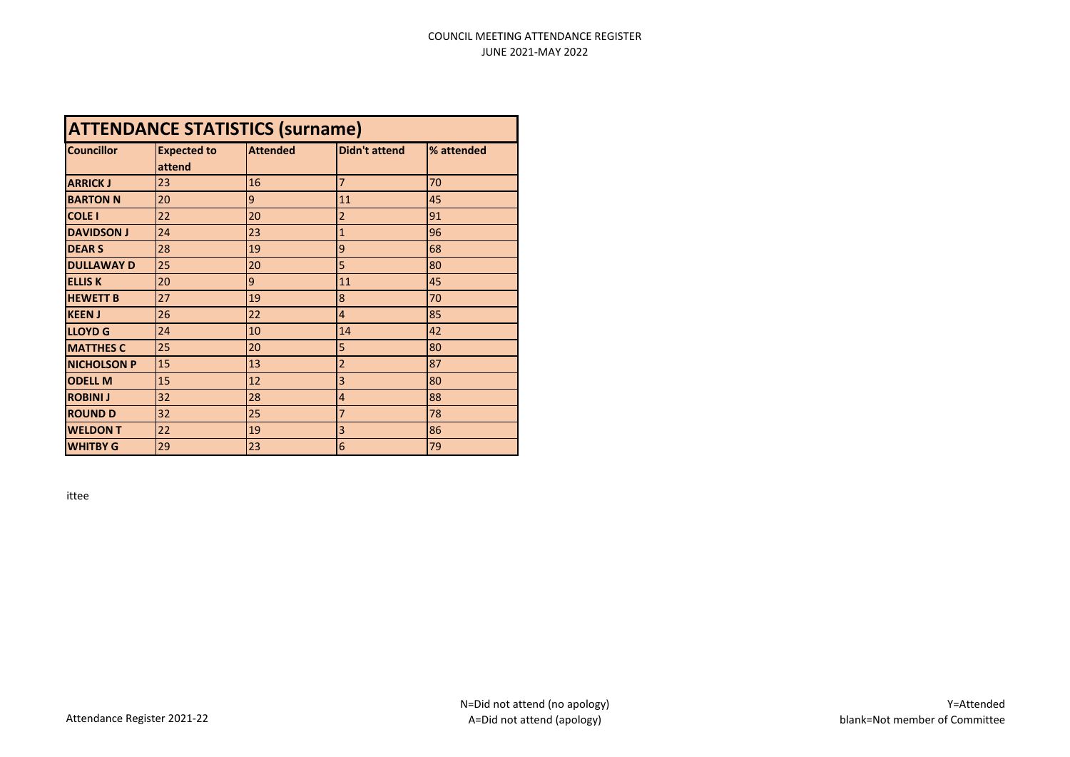COUNCIL MEETING ATTENDANCE REGISTER
JUNE 2021-MAY 2022

## ATTENDANCE STATISTICS (surname)

| Councillor | Expected to attend | Attended | Didn't attend | % attended |
|---|---|---|---|---|
| **ARRICK J** | 23 | 16 | 7 | 70 |
| **BARTON N** | 20 | 9 | 11 | 45 |
| **COLE I** | 22 | 20 | 2 | 91 |
| **DAVIDSON J** | 24 | 23 | 1 | 96 |
| **DEAR S** | 28 | 19 | 9 | 68 |
| **DULLAWAY D** | 25 | 20 | 5 | 80 |
| **ELLIS K** | 20 | 9 | 11 | 45 |
| **HEWETT B** | 27 | 19 | 8 | 70 |
| **KEEN J** | 26 | 22 | 4 | 85 |
| **LLOYD G** | 24 | 10 | 14 | 42 |
| **MATTHES C** | 25 | 20 | 5 | 80 |
| **NICHOLSON P** | 15 | 13 | 2 | 87 |
| **ODELL M** | 15 | 12 | 3 | 80 |
| **ROBINI J** | 32 | 28 | 4 | 88 |
| **ROUND D** | 32 | 25 | 7 | 78 |
| **WELDON T** | 22 | 19 | 3 | 86 |
| **WHITBY G** | 29 | 23 | 6 | 79 |

ittee

Attendance Register 2021-22

N=Did not attend (no apology)
A=Did not attend (apology)

Y=Attended
blank=Not member of Committee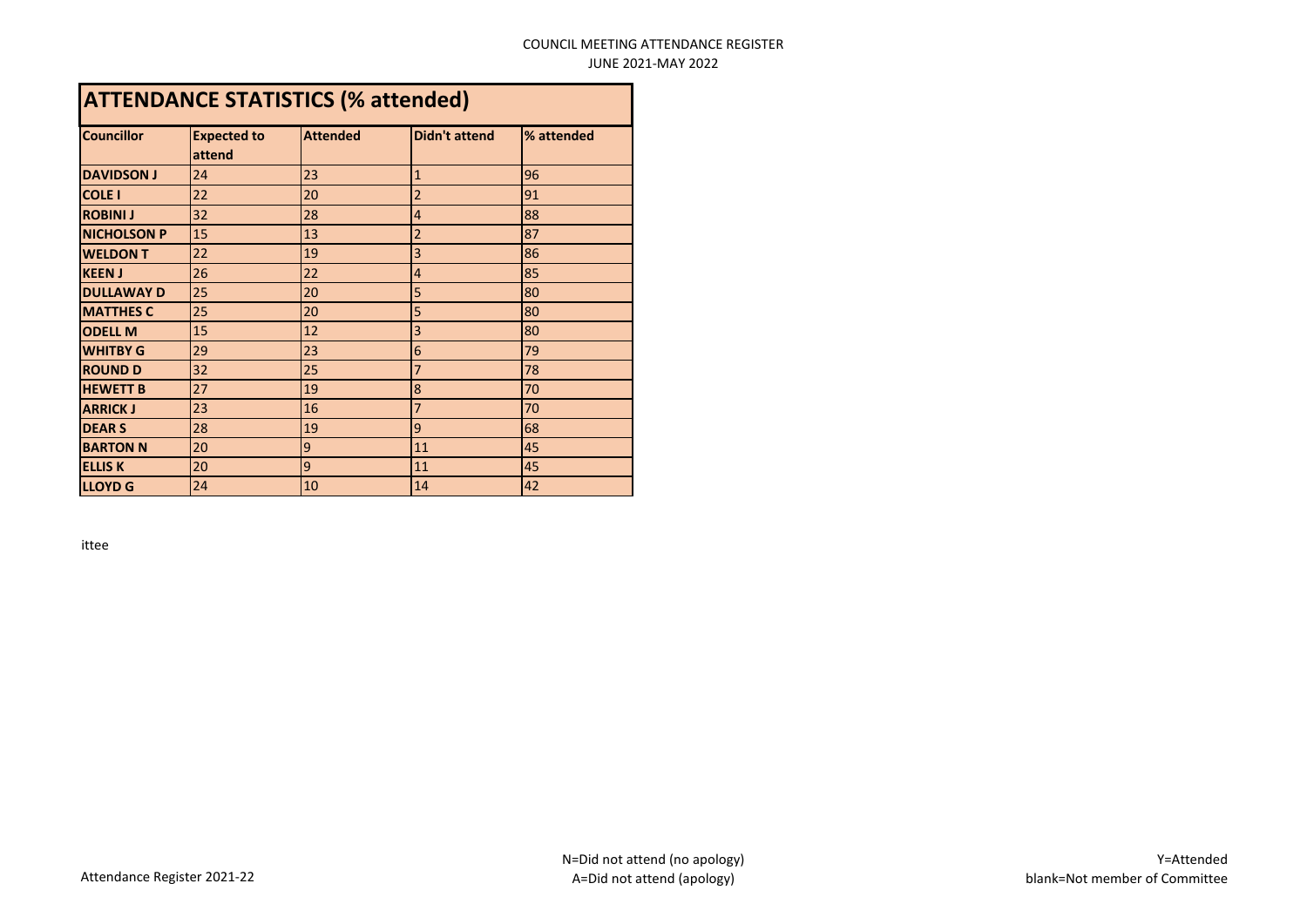## ATTENDANCE STATISTICS (% attended)

| Councillor | Expected to attend | Attended | Didn't attend | % attended |
|---|---|---|---|---|
| **DAVIDSON J** | 24 | 23 | 1 | 96 |
| **COLE I** | 22 | 20 | 2 | 91 |
| **ROBINI J** | 32 | 28 | 4 | 88 |
| **NICHOLSON P** | 15 | 13 | 2 | 87 |
| **WELDON T** | 22 | 19 | 3 | 86 |
| **KEEN J** | 26 | 22 | 4 | 85 |
| **DULLAWAY D** | 25 | 20 | 5 | 80 |
| **MATTHES C** | 25 | 20 | 5 | 80 |
| **ODELL M** | 15 | 12 | 3 | 80 |
| **WHITBY G** | 29 | 23 | 6 | 79 |
| **ROUND D** | 32 | 25 | 7 | 78 |
| **HEWETT B** | 27 | 19 | 8 | 70 |
| **ARRICK J** | 23 | 16 | 7 | 70 |
| **DEAR S** | 28 | 19 | 9 | 68 |
| **BARTON N** | 20 | 9 | 11 | 45 |
| **ELLIS K** | 20 | 9 | 11 | 45 |
| **LLOYD G** | 24 | 10 | 14 | 42 |

ittee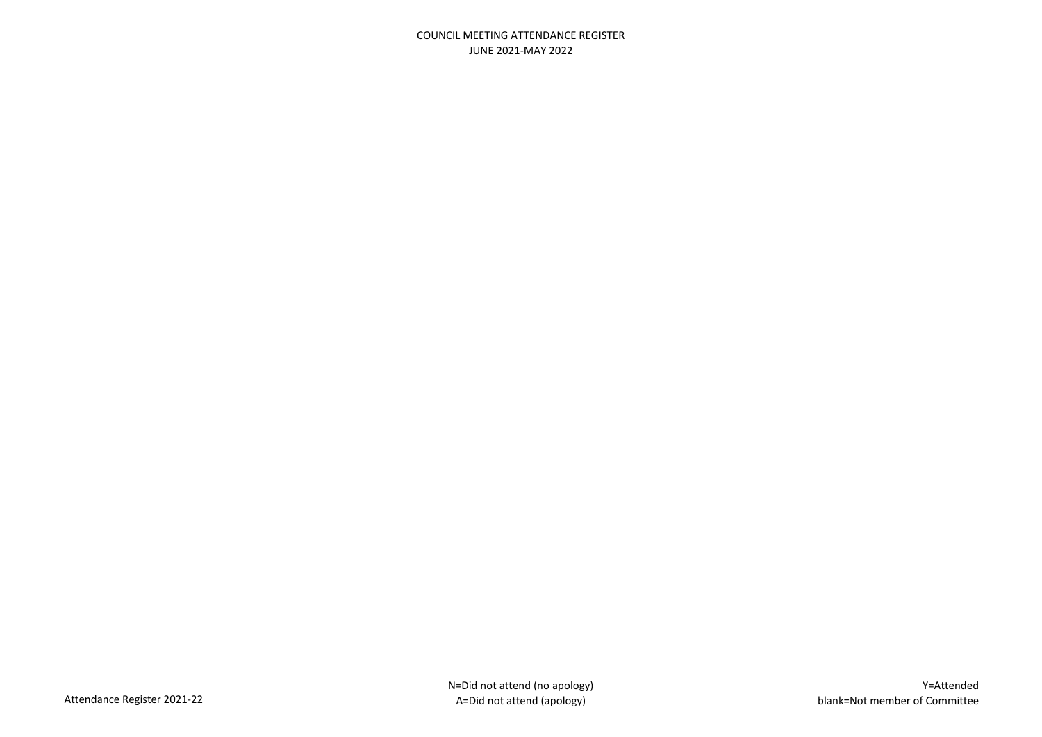COUNCIL MEETING ATTENDANCE REGISTER

JUNE 2021-MAY 2022

Attendance Register 2021-22

N=Did not attend (no apology)
A=Did not attend (apology)

Y=Attended
blank=Not member of Committee